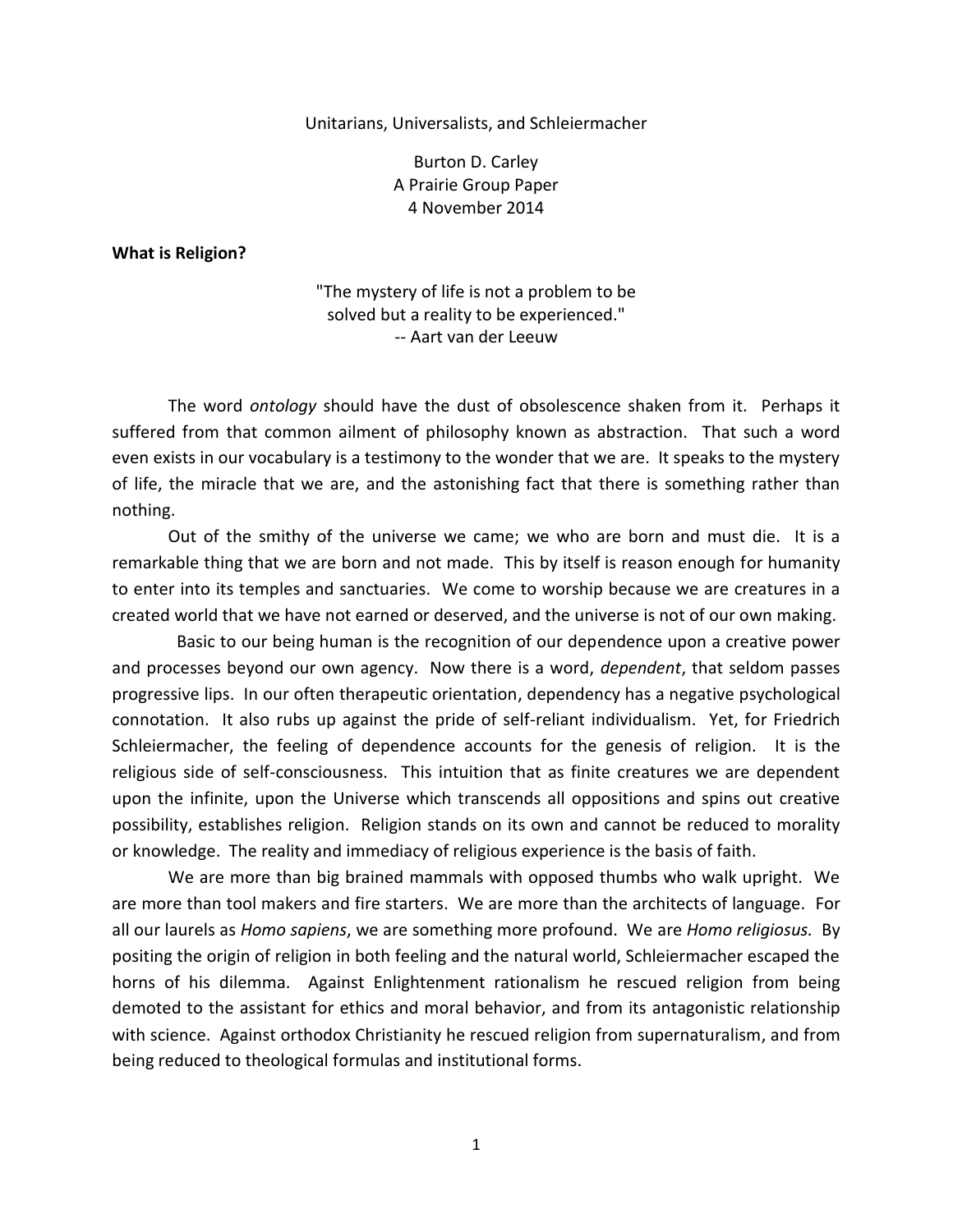# Unitarians, Universalists, and Schleiermacher

Burton D. Carley
A Prairie Group Paper
4 November 2014

**What is Religion?**

> "The mystery of life is not a problem to be solved but a reality to be experienced."
> -- Aart van der Leeuw

The word *ontology* should have the dust of obsolescence shaken from it. Perhaps it suffered from that common ailment of philosophy known as abstraction. That such a word even exists in our vocabulary is a testimony to the wonder that we are. It speaks to the mystery of life, the miracle that we are, and the astonishing fact that there is something rather than nothing.

Out of the smithy of the universe we came; we who are born and must die. It is a remarkable thing that we are born and not made. This by itself is reason enough for humanity to enter into its temples and sanctuaries. We come to worship because we are creatures in a created world that we have not earned or deserved, and the universe is not of our own making.

Basic to our being human is the recognition of our dependence upon a creative power and processes beyond our own agency. Now there is a word, *dependent*, that seldom passes progressive lips. In our often therapeutic orientation, dependency has a negative psychological connotation. It also rubs up against the pride of self-reliant individualism. Yet, for Friedrich Schleiermacher, the feeling of dependence accounts for the genesis of religion. It is the religious side of self-consciousness. This intuition that as finite creatures we are dependent upon the infinite, upon the Universe which transcends all oppositions and spins out creative possibility, establishes religion. Religion stands on its own and cannot be reduced to morality or knowledge. The reality and immediacy of religious experience is the basis of faith.

We are more than big brained mammals with opposed thumbs who walk upright. We are more than tool makers and fire starters. We are more than the architects of language. For all our laurels as *Homo sapiens*, we are something more profound. We are *Homo religiosus.* By positing the origin of religion in both feeling and the natural world, Schleiermacher escaped the horns of his dilemma. Against Enlightenment rationalism he rescued religion from being demoted to the assistant for ethics and moral behavior, and from its antagonistic relationship with science. Against orthodox Christianity he rescued religion from supernaturalism, and from being reduced to theological formulas and institutional forms.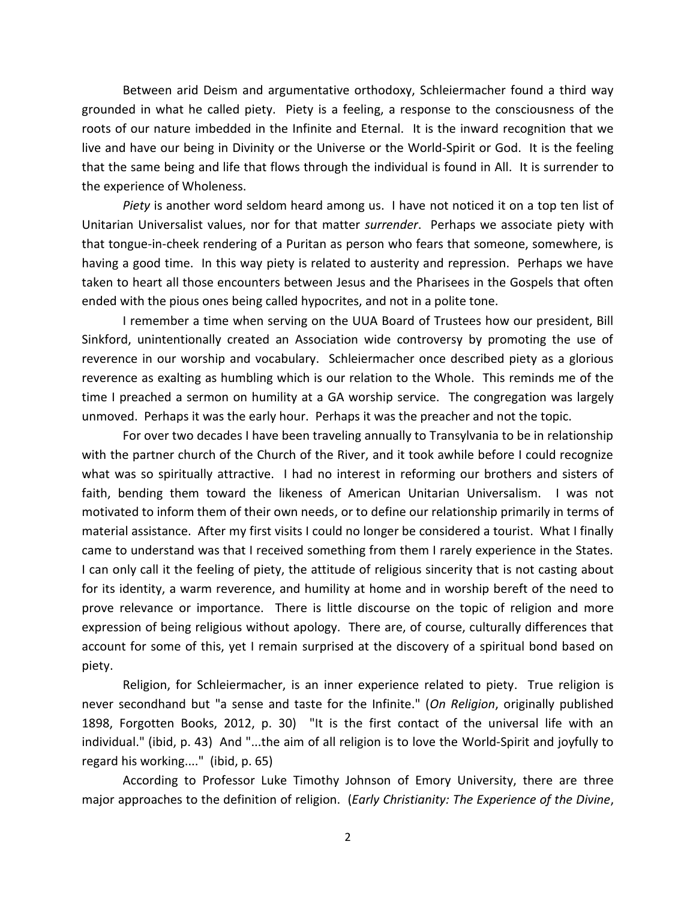Between arid Deism and argumentative orthodoxy, Schleiermacher found a third way grounded in what he called piety. Piety is a feeling, a response to the consciousness of the roots of our nature imbedded in the Infinite and Eternal. It is the inward recognition that we live and have our being in Divinity or the Universe or the World-Spirit or God. It is the feeling that the same being and life that flows through the individual is found in All. It is surrender to the experience of Wholeness.

*Piety* is another word seldom heard among us. I have not noticed it on a top ten list of Unitarian Universalist values, nor for that matter *surrender*. Perhaps we associate piety with that tongue-in-cheek rendering of a Puritan as person who fears that someone, somewhere, is having a good time. In this way piety is related to austerity and repression. Perhaps we have taken to heart all those encounters between Jesus and the Pharisees in the Gospels that often ended with the pious ones being called hypocrites, and not in a polite tone.

I remember a time when serving on the UUA Board of Trustees how our president, Bill Sinkford, unintentionally created an Association wide controversy by promoting the use of reverence in our worship and vocabulary. Schleiermacher once described piety as a glorious reverence as exalting as humbling which is our relation to the Whole. This reminds me of the time I preached a sermon on humility at a GA worship service. The congregation was largely unmoved. Perhaps it was the early hour. Perhaps it was the preacher and not the topic.

For over two decades I have been traveling annually to Transylvania to be in relationship with the partner church of the Church of the River, and it took awhile before I could recognize what was so spiritually attractive. I had no interest in reforming our brothers and sisters of faith, bending them toward the likeness of American Unitarian Universalism. I was not motivated to inform them of their own needs, or to define our relationship primarily in terms of material assistance. After my first visits I could no longer be considered a tourist. What I finally came to understand was that I received something from them I rarely experience in the States. I can only call it the feeling of piety, the attitude of religious sincerity that is not casting about for its identity, a warm reverence, and humility at home and in worship bereft of the need to prove relevance or importance. There is little discourse on the topic of religion and more expression of being religious without apology. There are, of course, culturally differences that account for some of this, yet I remain surprised at the discovery of a spiritual bond based on piety.

Religion, for Schleiermacher, is an inner experience related to piety. True religion is never secondhand but "a sense and taste for the Infinite." (*On Religion*, originally published 1898, Forgotten Books, 2012, p. 30) "It is the first contact of the universal life with an individual." (ibid, p. 43) And "...the aim of all religion is to love the World-Spirit and joyfully to regard his working...." (ibid, p. 65)

According to Professor Luke Timothy Johnson of Emory University, there are three major approaches to the definition of religion. (*Early Christianity: The Experience of the Divine*,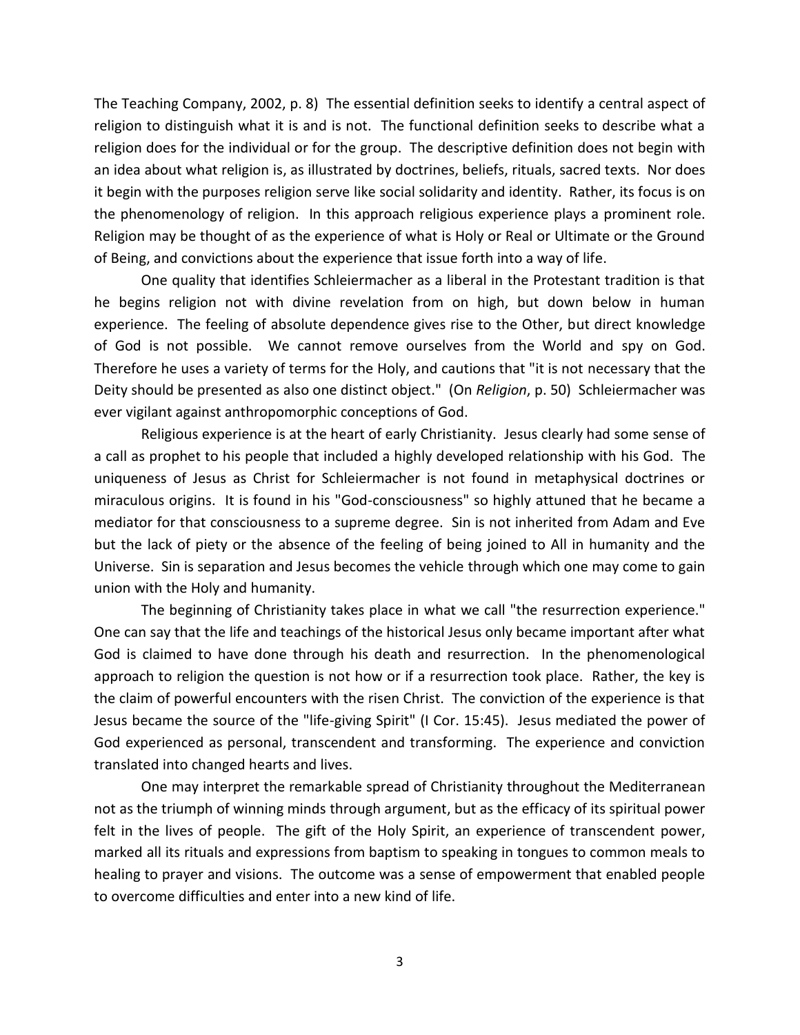The Teaching Company, 2002, p. 8) The essential definition seeks to identify a central aspect of religion to distinguish what it is and is not. The functional definition seeks to describe what a religion does for the individual or for the group. The descriptive definition does not begin with an idea about what religion is, as illustrated by doctrines, beliefs, rituals, sacred texts. Nor does it begin with the purposes religion serve like social solidarity and identity. Rather, its focus is on the phenomenology of religion. In this approach religious experience plays a prominent role. Religion may be thought of as the experience of what is Holy or Real or Ultimate or the Ground of Being, and convictions about the experience that issue forth into a way of life.

One quality that identifies Schleiermacher as a liberal in the Protestant tradition is that he begins religion not with divine revelation from on high, but down below in human experience. The feeling of absolute dependence gives rise to the Other, but direct knowledge of God is not possible. We cannot remove ourselves from the World and spy on God. Therefore he uses a variety of terms for the Holy, and cautions that "it is not necessary that the Deity should be presented as also one distinct object." (On *Religion*, p. 50) Schleiermacher was ever vigilant against anthropomorphic conceptions of God.

Religious experience is at the heart of early Christianity. Jesus clearly had some sense of a call as prophet to his people that included a highly developed relationship with his God. The uniqueness of Jesus as Christ for Schleiermacher is not found in metaphysical doctrines or miraculous origins. It is found in his "God-consciousness" so highly attuned that he became a mediator for that consciousness to a supreme degree. Sin is not inherited from Adam and Eve but the lack of piety or the absence of the feeling of being joined to All in humanity and the Universe. Sin is separation and Jesus becomes the vehicle through which one may come to gain union with the Holy and humanity.

The beginning of Christianity takes place in what we call "the resurrection experience." One can say that the life and teachings of the historical Jesus only became important after what God is claimed to have done through his death and resurrection. In the phenomenological approach to religion the question is not how or if a resurrection took place. Rather, the key is the claim of powerful encounters with the risen Christ. The conviction of the experience is that Jesus became the source of the "life-giving Spirit" (I Cor. 15:45). Jesus mediated the power of God experienced as personal, transcendent and transforming. The experience and conviction translated into changed hearts and lives.

One may interpret the remarkable spread of Christianity throughout the Mediterranean not as the triumph of winning minds through argument, but as the efficacy of its spiritual power felt in the lives of people. The gift of the Holy Spirit, an experience of transcendent power, marked all its rituals and expressions from baptism to speaking in tongues to common meals to healing to prayer and visions. The outcome was a sense of empowerment that enabled people to overcome difficulties and enter into a new kind of life.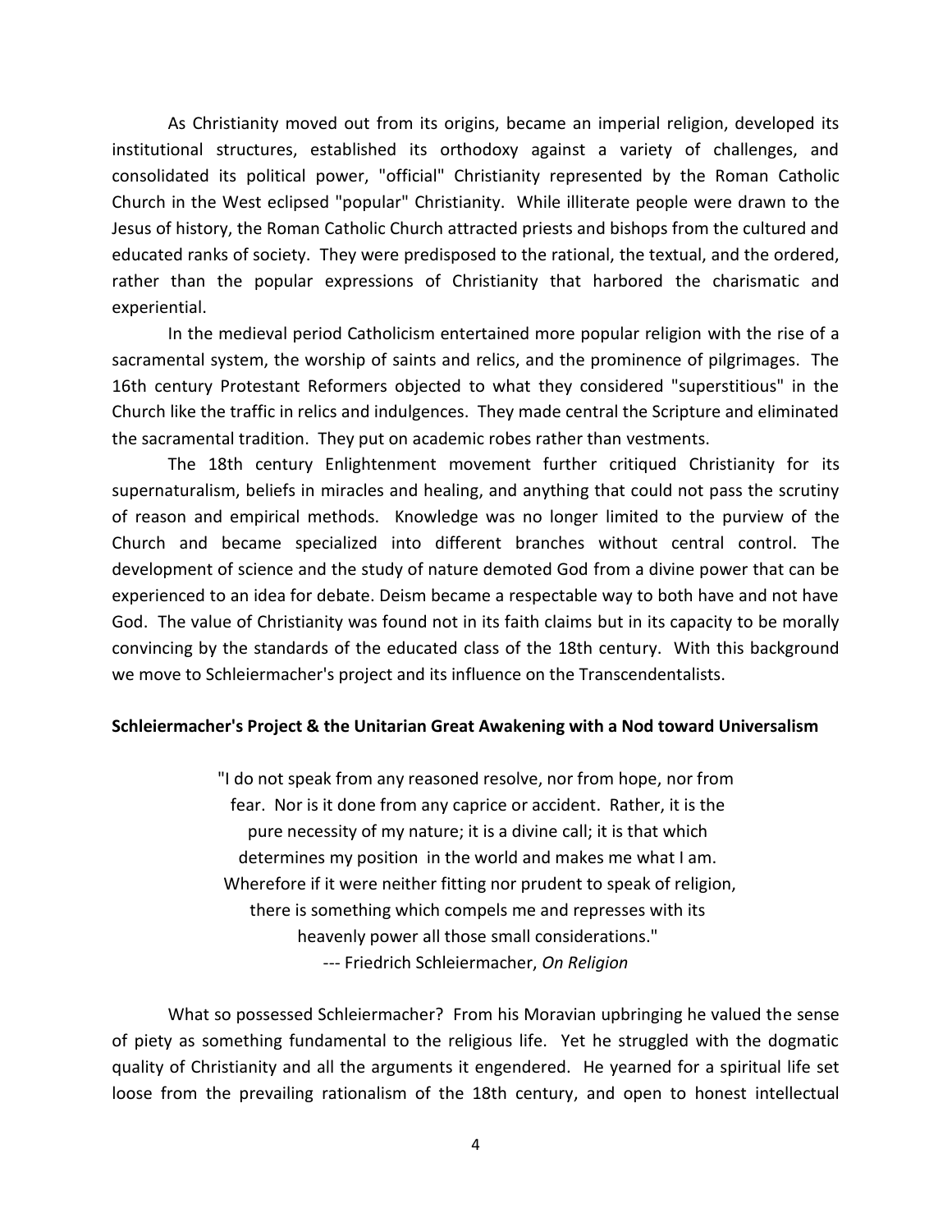As Christianity moved out from its origins, became an imperial religion, developed its institutional structures, established its orthodoxy against a variety of challenges, and consolidated its political power, "official" Christianity represented by the Roman Catholic Church in the West eclipsed "popular" Christianity. While illiterate people were drawn to the Jesus of history, the Roman Catholic Church attracted priests and bishops from the cultured and educated ranks of society. They were predisposed to the rational, the textual, and the ordered, rather than the popular expressions of Christianity that harbored the charismatic and experiential.

In the medieval period Catholicism entertained more popular religion with the rise of a sacramental system, the worship of saints and relics, and the prominence of pilgrimages. The 16th century Protestant Reformers objected to what they considered "superstitious" in the Church like the traffic in relics and indulgences. They made central the Scripture and eliminated the sacramental tradition. They put on academic robes rather than vestments.

The 18th century Enlightenment movement further critiqued Christianity for its supernaturalism, beliefs in miracles and healing, and anything that could not pass the scrutiny of reason and empirical methods. Knowledge was no longer limited to the purview of the Church and became specialized into different branches without central control. The development of science and the study of nature demoted God from a divine power that can be experienced to an idea for debate. Deism became a respectable way to both have and not have God. The value of Christianity was found not in its faith claims but in its capacity to be morally convincing by the standards of the educated class of the 18th century. With this background we move to Schleiermacher's project and its influence on the Transcendentalists.

**Schleiermacher's Project & the Unitarian Great Awakening with a Nod toward Universalism**

> "I do not speak from any reasoned resolve, nor from hope, nor from fear. Nor is it done from any caprice or accident. Rather, it is the pure necessity of my nature; it is a divine call; it is that which determines my position in the world and makes me what I am. Wherefore if it were neither fitting nor prudent to speak of religion, there is something which compels me and represses with its heavenly power all those small considerations."
>
> --- Friedrich Schleiermacher, *On Religion*

What so possessed Schleiermacher? From his Moravian upbringing he valued the sense of piety as something fundamental to the religious life. Yet he struggled with the dogmatic quality of Christianity and all the arguments it engendered. He yearned for a spiritual life set loose from the prevailing rationalism of the 18th century, and open to honest intellectual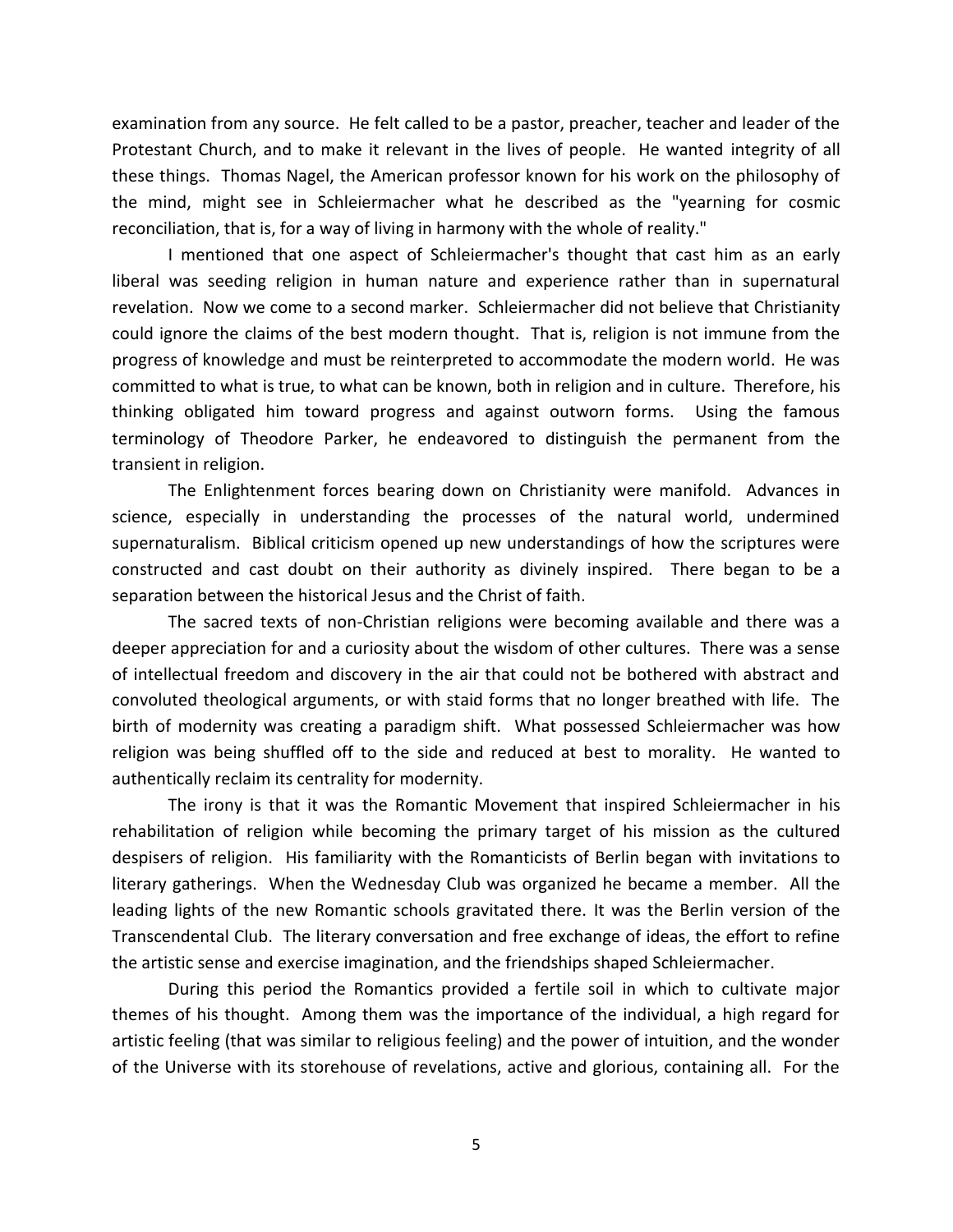examination from any source. He felt called to be a pastor, preacher, teacher and leader of the Protestant Church, and to make it relevant in the lives of people. He wanted integrity of all these things. Thomas Nagel, the American professor known for his work on the philosophy of the mind, might see in Schleiermacher what he described as the "yearning for cosmic reconciliation, that is, for a way of living in harmony with the whole of reality."

I mentioned that one aspect of Schleiermacher's thought that cast him as an early liberal was seeding religion in human nature and experience rather than in supernatural revelation. Now we come to a second marker. Schleiermacher did not believe that Christianity could ignore the claims of the best modern thought. That is, religion is not immune from the progress of knowledge and must be reinterpreted to accommodate the modern world. He was committed to what is true, to what can be known, both in religion and in culture. Therefore, his thinking obligated him toward progress and against outworn forms. Using the famous terminology of Theodore Parker, he endeavored to distinguish the permanent from the transient in religion.

The Enlightenment forces bearing down on Christianity were manifold. Advances in science, especially in understanding the processes of the natural world, undermined supernaturalism. Biblical criticism opened up new understandings of how the scriptures were constructed and cast doubt on their authority as divinely inspired. There began to be a separation between the historical Jesus and the Christ of faith.

The sacred texts of non-Christian religions were becoming available and there was a deeper appreciation for and a curiosity about the wisdom of other cultures. There was a sense of intellectual freedom and discovery in the air that could not be bothered with abstract and convoluted theological arguments, or with staid forms that no longer breathed with life. The birth of modernity was creating a paradigm shift. What possessed Schleiermacher was how religion was being shuffled off to the side and reduced at best to morality. He wanted to authentically reclaim its centrality for modernity.

The irony is that it was the Romantic Movement that inspired Schleiermacher in his rehabilitation of religion while becoming the primary target of his mission as the cultured despisers of religion. His familiarity with the Romanticists of Berlin began with invitations to literary gatherings. When the Wednesday Club was organized he became a member. All the leading lights of the new Romantic schools gravitated there. It was the Berlin version of the Transcendental Club. The literary conversation and free exchange of ideas, the effort to refine the artistic sense and exercise imagination, and the friendships shaped Schleiermacher.

During this period the Romantics provided a fertile soil in which to cultivate major themes of his thought. Among them was the importance of the individual, a high regard for artistic feeling (that was similar to religious feeling) and the power of intuition, and the wonder of the Universe with its storehouse of revelations, active and glorious, containing all. For the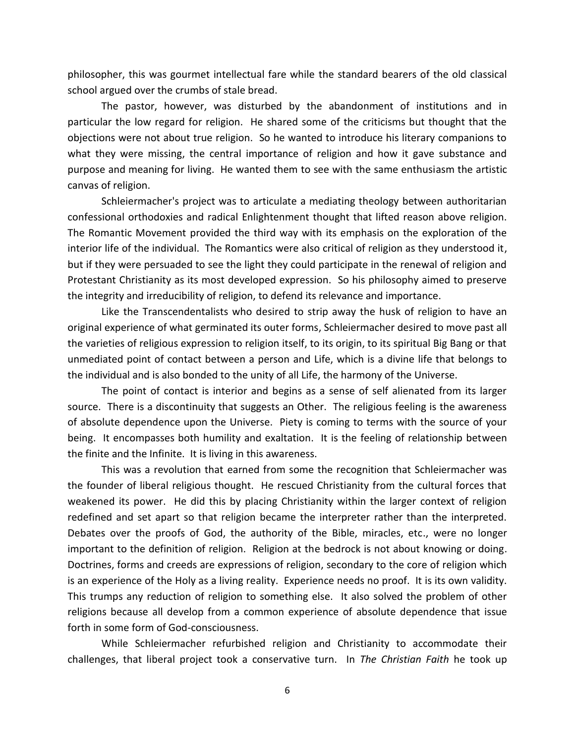philosopher, this was gourmet intellectual fare while the standard bearers of the old classical school argued over the crumbs of stale bread.

The pastor, however, was disturbed by the abandonment of institutions and in particular the low regard for religion. He shared some of the criticisms but thought that the objections were not about true religion. So he wanted to introduce his literary companions to what they were missing, the central importance of religion and how it gave substance and purpose and meaning for living. He wanted them to see with the same enthusiasm the artistic canvas of religion.

Schleiermacher's project was to articulate a mediating theology between authoritarian confessional orthodoxies and radical Enlightenment thought that lifted reason above religion. The Romantic Movement provided the third way with its emphasis on the exploration of the interior life of the individual. The Romantics were also critical of religion as they understood it, but if they were persuaded to see the light they could participate in the renewal of religion and Protestant Christianity as its most developed expression. So his philosophy aimed to preserve the integrity and irreducibility of religion, to defend its relevance and importance.

Like the Transcendentalists who desired to strip away the husk of religion to have an original experience of what germinated its outer forms, Schleiermacher desired to move past all the varieties of religious expression to religion itself, to its origin, to its spiritual Big Bang or that unmediated point of contact between a person and Life, which is a divine life that belongs to the individual and is also bonded to the unity of all Life, the harmony of the Universe.

The point of contact is interior and begins as a sense of self alienated from its larger source. There is a discontinuity that suggests an Other. The religious feeling is the awareness of absolute dependence upon the Universe. Piety is coming to terms with the source of your being. It encompasses both humility and exaltation. It is the feeling of relationship between the finite and the Infinite. It is living in this awareness.

This was a revolution that earned from some the recognition that Schleiermacher was the founder of liberal religious thought. He rescued Christianity from the cultural forces that weakened its power. He did this by placing Christianity within the larger context of religion redefined and set apart so that religion became the interpreter rather than the interpreted. Debates over the proofs of God, the authority of the Bible, miracles, etc., were no longer important to the definition of religion. Religion at the bedrock is not about knowing or doing. Doctrines, forms and creeds are expressions of religion, secondary to the core of religion which is an experience of the Holy as a living reality. Experience needs no proof. It is its own validity. This trumps any reduction of religion to something else. It also solved the problem of other religions because all develop from a common experience of absolute dependence that issue forth in some form of God-consciousness.

While Schleiermacher refurbished religion and Christianity to accommodate their challenges, that liberal project took a conservative turn. In *The Christian Faith* he took up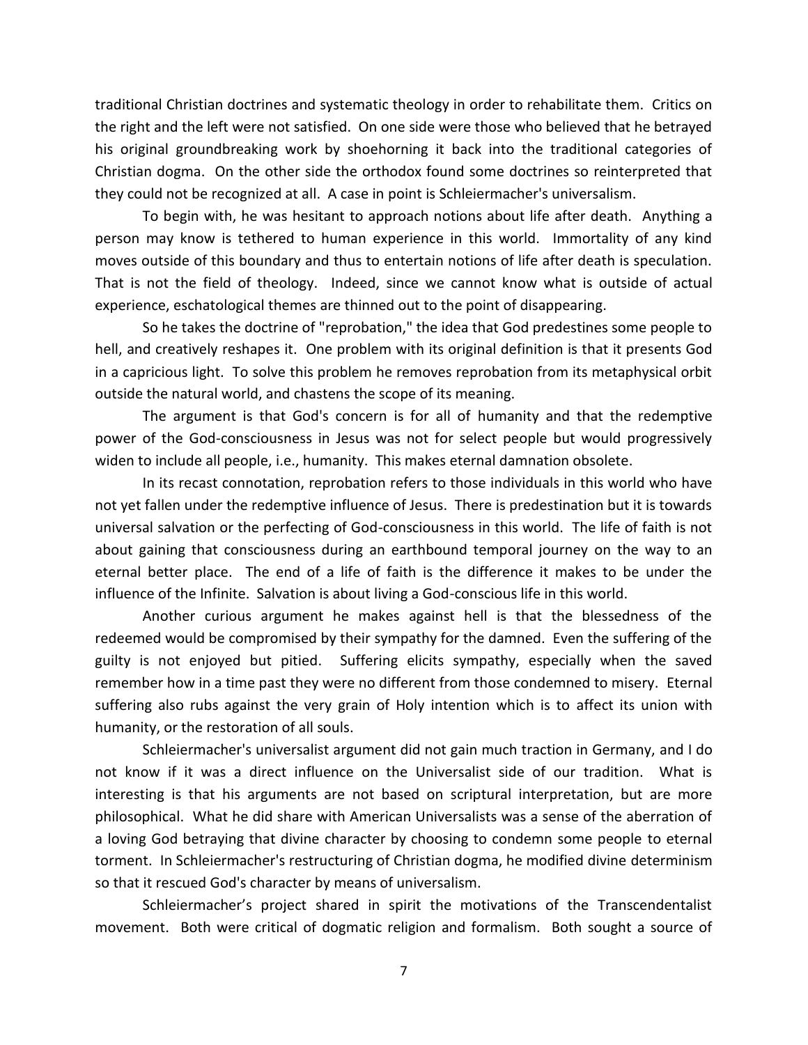traditional Christian doctrines and systematic theology in order to rehabilitate them. Critics on the right and the left were not satisfied. On one side were those who believed that he betrayed his original groundbreaking work by shoehorning it back into the traditional categories of Christian dogma. On the other side the orthodox found some doctrines so reinterpreted that they could not be recognized at all. A case in point is Schleiermacher's universalism.

To begin with, he was hesitant to approach notions about life after death. Anything a person may know is tethered to human experience in this world. Immortality of any kind moves outside of this boundary and thus to entertain notions of life after death is speculation. That is not the field of theology. Indeed, since we cannot know what is outside of actual experience, eschatological themes are thinned out to the point of disappearing.

So he takes the doctrine of "reprobation," the idea that God predestines some people to hell, and creatively reshapes it. One problem with its original definition is that it presents God in a capricious light. To solve this problem he removes reprobation from its metaphysical orbit outside the natural world, and chastens the scope of its meaning.

The argument is that God's concern is for all of humanity and that the redemptive power of the God-consciousness in Jesus was not for select people but would progressively widen to include all people, i.e., humanity. This makes eternal damnation obsolete.

In its recast connotation, reprobation refers to those individuals in this world who have not yet fallen under the redemptive influence of Jesus. There is predestination but it is towards universal salvation or the perfecting of God-consciousness in this world. The life of faith is not about gaining that consciousness during an earthbound temporal journey on the way to an eternal better place. The end of a life of faith is the difference it makes to be under the influence of the Infinite. Salvation is about living a God-conscious life in this world.

Another curious argument he makes against hell is that the blessedness of the redeemed would be compromised by their sympathy for the damned. Even the suffering of the guilty is not enjoyed but pitied. Suffering elicits sympathy, especially when the saved remember how in a time past they were no different from those condemned to misery. Eternal suffering also rubs against the very grain of Holy intention which is to affect its union with humanity, or the restoration of all souls.

Schleiermacher's universalist argument did not gain much traction in Germany, and I do not know if it was a direct influence on the Universalist side of our tradition. What is interesting is that his arguments are not based on scriptural interpretation, but are more philosophical. What he did share with American Universalists was a sense of the aberration of a loving God betraying that divine character by choosing to condemn some people to eternal torment. In Schleiermacher's restructuring of Christian dogma, he modified divine determinism so that it rescued God's character by means of universalism.

Schleiermacher's project shared in spirit the motivations of the Transcendentalist movement. Both were critical of dogmatic religion and formalism. Both sought a source of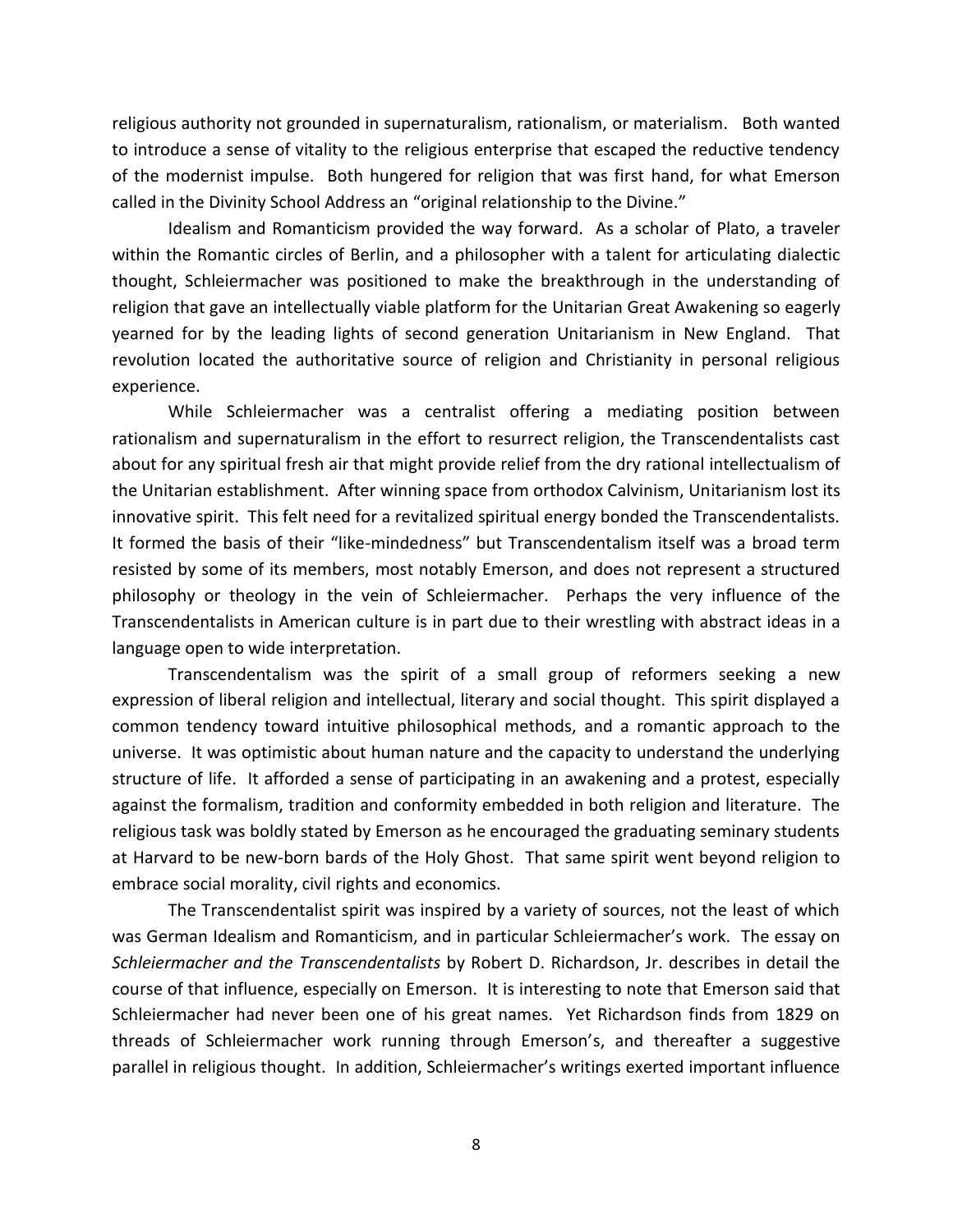religious authority not grounded in supernaturalism, rationalism, or materialism. Both wanted to introduce a sense of vitality to the religious enterprise that escaped the reductive tendency of the modernist impulse. Both hungered for religion that was first hand, for what Emerson called in the Divinity School Address an "original relationship to the Divine."

Idealism and Romanticism provided the way forward. As a scholar of Plato, a traveler within the Romantic circles of Berlin, and a philosopher with a talent for articulating dialectic thought, Schleiermacher was positioned to make the breakthrough in the understanding of religion that gave an intellectually viable platform for the Unitarian Great Awakening so eagerly yearned for by the leading lights of second generation Unitarianism in New England. That revolution located the authoritative source of religion and Christianity in personal religious experience.

While Schleiermacher was a centralist offering a mediating position between rationalism and supernaturalism in the effort to resurrect religion, the Transcendentalists cast about for any spiritual fresh air that might provide relief from the dry rational intellectualism of the Unitarian establishment. After winning space from orthodox Calvinism, Unitarianism lost its innovative spirit. This felt need for a revitalized spiritual energy bonded the Transcendentalists. It formed the basis of their "like-mindedness" but Transcendentalism itself was a broad term resisted by some of its members, most notably Emerson, and does not represent a structured philosophy or theology in the vein of Schleiermacher. Perhaps the very influence of the Transcendentalists in American culture is in part due to their wrestling with abstract ideas in a language open to wide interpretation.

Transcendentalism was the spirit of a small group of reformers seeking a new expression of liberal religion and intellectual, literary and social thought. This spirit displayed a common tendency toward intuitive philosophical methods, and a romantic approach to the universe. It was optimistic about human nature and the capacity to understand the underlying structure of life. It afforded a sense of participating in an awakening and a protest, especially against the formalism, tradition and conformity embedded in both religion and literature. The religious task was boldly stated by Emerson as he encouraged the graduating seminary students at Harvard to be new-born bards of the Holy Ghost. That same spirit went beyond religion to embrace social morality, civil rights and economics.

The Transcendentalist spirit was inspired by a variety of sources, not the least of which was German Idealism and Romanticism, and in particular Schleiermacher's work. The essay on *Schleiermacher and the Transcendentalists* by Robert D. Richardson, Jr. describes in detail the course of that influence, especially on Emerson. It is interesting to note that Emerson said that Schleiermacher had never been one of his great names. Yet Richardson finds from 1829 on threads of Schleiermacher work running through Emerson's, and thereafter a suggestive parallel in religious thought. In addition, Schleiermacher's writings exerted important influence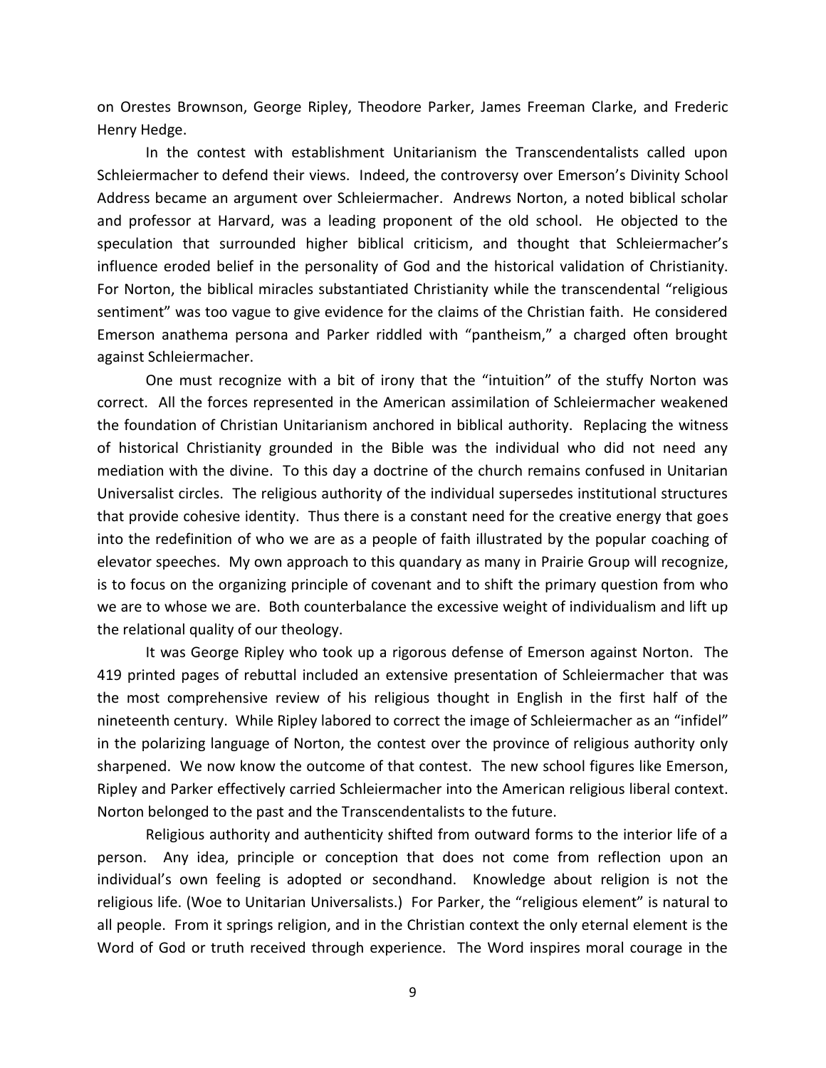on Orestes Brownson, George Ripley, Theodore Parker, James Freeman Clarke, and Frederic Henry Hedge.

In the contest with establishment Unitarianism the Transcendentalists called upon Schleiermacher to defend their views. Indeed, the controversy over Emerson's Divinity School Address became an argument over Schleiermacher. Andrews Norton, a noted biblical scholar and professor at Harvard, was a leading proponent of the old school. He objected to the speculation that surrounded higher biblical criticism, and thought that Schleiermacher's influence eroded belief in the personality of God and the historical validation of Christianity. For Norton, the biblical miracles substantiated Christianity while the transcendental "religious sentiment" was too vague to give evidence for the claims of the Christian faith. He considered Emerson anathema persona and Parker riddled with "pantheism," a charged often brought against Schleiermacher.

One must recognize with a bit of irony that the "intuition" of the stuffy Norton was correct. All the forces represented in the American assimilation of Schleiermacher weakened the foundation of Christian Unitarianism anchored in biblical authority. Replacing the witness of historical Christianity grounded in the Bible was the individual who did not need any mediation with the divine. To this day a doctrine of the church remains confused in Unitarian Universalist circles. The religious authority of the individual supersedes institutional structures that provide cohesive identity. Thus there is a constant need for the creative energy that goes into the redefinition of who we are as a people of faith illustrated by the popular coaching of elevator speeches. My own approach to this quandary as many in Prairie Group will recognize, is to focus on the organizing principle of covenant and to shift the primary question from who we are to whose we are. Both counterbalance the excessive weight of individualism and lift up the relational quality of our theology.

It was George Ripley who took up a rigorous defense of Emerson against Norton. The 419 printed pages of rebuttal included an extensive presentation of Schleiermacher that was the most comprehensive review of his religious thought in English in the first half of the nineteenth century. While Ripley labored to correct the image of Schleiermacher as an "infidel" in the polarizing language of Norton, the contest over the province of religious authority only sharpened. We now know the outcome of that contest. The new school figures like Emerson, Ripley and Parker effectively carried Schleiermacher into the American religious liberal context. Norton belonged to the past and the Transcendentalists to the future.

Religious authority and authenticity shifted from outward forms to the interior life of a person. Any idea, principle or conception that does not come from reflection upon an individual's own feeling is adopted or secondhand. Knowledge about religion is not the religious life. (Woe to Unitarian Universalists.) For Parker, the "religious element" is natural to all people. From it springs religion, and in the Christian context the only eternal element is the Word of God or truth received through experience. The Word inspires moral courage in the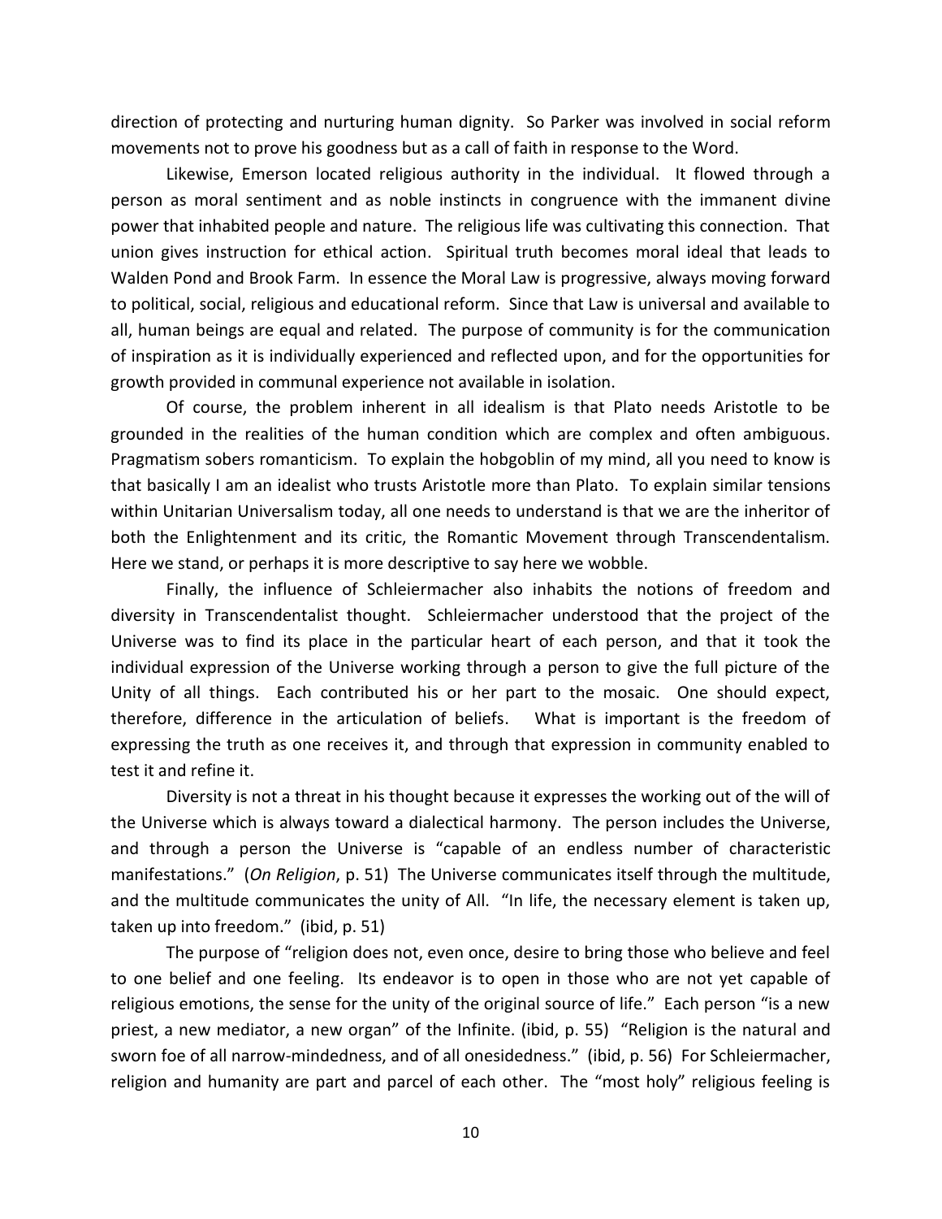direction of protecting and nurturing human dignity. So Parker was involved in social reform movements not to prove his goodness but as a call of faith in response to the Word.

Likewise, Emerson located religious authority in the individual. It flowed through a person as moral sentiment and as noble instincts in congruence with the immanent divine power that inhabited people and nature. The religious life was cultivating this connection. That union gives instruction for ethical action. Spiritual truth becomes moral ideal that leads to Walden Pond and Brook Farm. In essence the Moral Law is progressive, always moving forward to political, social, religious and educational reform. Since that Law is universal and available to all, human beings are equal and related. The purpose of community is for the communication of inspiration as it is individually experienced and reflected upon, and for the opportunities for growth provided in communal experience not available in isolation.

Of course, the problem inherent in all idealism is that Plato needs Aristotle to be grounded in the realities of the human condition which are complex and often ambiguous. Pragmatism sobers romanticism. To explain the hobgoblin of my mind, all you need to know is that basically I am an idealist who trusts Aristotle more than Plato. To explain similar tensions within Unitarian Universalism today, all one needs to understand is that we are the inheritor of both the Enlightenment and its critic, the Romantic Movement through Transcendentalism. Here we stand, or perhaps it is more descriptive to say here we wobble.

Finally, the influence of Schleiermacher also inhabits the notions of freedom and diversity in Transcendentalist thought. Schleiermacher understood that the project of the Universe was to find its place in the particular heart of each person, and that it took the individual expression of the Universe working through a person to give the full picture of the Unity of all things. Each contributed his or her part to the mosaic. One should expect, therefore, difference in the articulation of beliefs. What is important is the freedom of expressing the truth as one receives it, and through that expression in community enabled to test it and refine it.

Diversity is not a threat in his thought because it expresses the working out of the will of the Universe which is always toward a dialectical harmony. The person includes the Universe, and through a person the Universe is "capable of an endless number of characteristic manifestations." (*On Religion*, p. 51) The Universe communicates itself through the multitude, and the multitude communicates the unity of All. "In life, the necessary element is taken up, taken up into freedom." (ibid, p. 51)

The purpose of "religion does not, even once, desire to bring those who believe and feel to one belief and one feeling. Its endeavor is to open in those who are not yet capable of religious emotions, the sense for the unity of the original source of life." Each person "is a new priest, a new mediator, a new organ" of the Infinite. (ibid, p. 55) "Religion is the natural and sworn foe of all narrow-mindedness, and of all onesidedness." (ibid, p. 56) For Schleiermacher, religion and humanity are part and parcel of each other. The "most holy" religious feeling is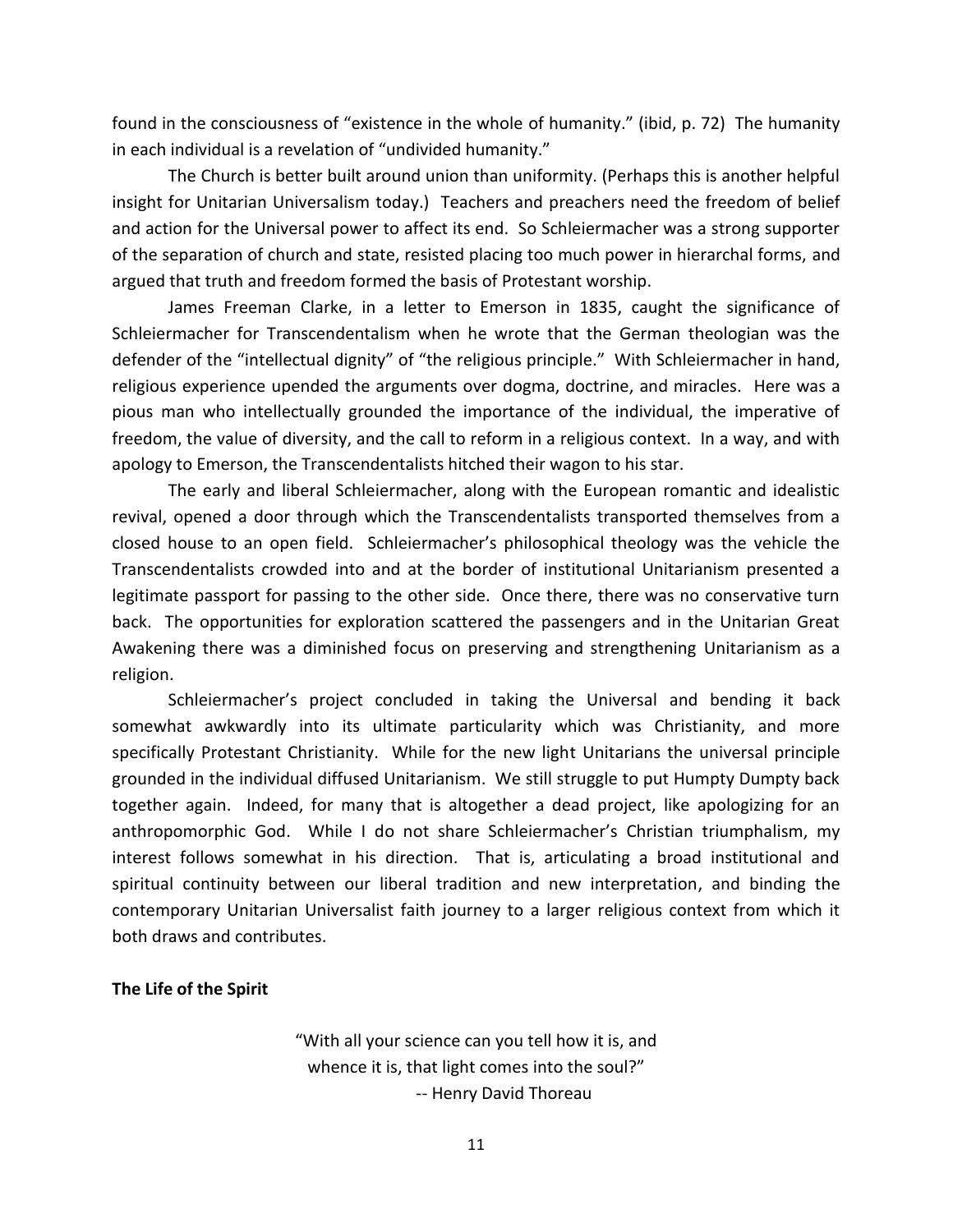found in the consciousness of "existence in the whole of humanity." (ibid, p. 72) The humanity in each individual is a revelation of "undivided humanity."

The Church is better built around union than uniformity. (Perhaps this is another helpful insight for Unitarian Universalism today.) Teachers and preachers need the freedom of belief and action for the Universal power to affect its end. So Schleiermacher was a strong supporter of the separation of church and state, resisted placing too much power in hierarchal forms, and argued that truth and freedom formed the basis of Protestant worship.

James Freeman Clarke, in a letter to Emerson in 1835, caught the significance of Schleiermacher for Transcendentalism when he wrote that the German theologian was the defender of the "intellectual dignity" of "the religious principle." With Schleiermacher in hand, religious experience upended the arguments over dogma, doctrine, and miracles. Here was a pious man who intellectually grounded the importance of the individual, the imperative of freedom, the value of diversity, and the call to reform in a religious context. In a way, and with apology to Emerson, the Transcendentalists hitched their wagon to his star.

The early and liberal Schleiermacher, along with the European romantic and idealistic revival, opened a door through which the Transcendentalists transported themselves from a closed house to an open field. Schleiermacher's philosophical theology was the vehicle the Transcendentalists crowded into and at the border of institutional Unitarianism presented a legitimate passport for passing to the other side. Once there, there was no conservative turn back. The opportunities for exploration scattered the passengers and in the Unitarian Great Awakening there was a diminished focus on preserving and strengthening Unitarianism as a religion.

Schleiermacher's project concluded in taking the Universal and bending it back somewhat awkwardly into its ultimate particularity which was Christianity, and more specifically Protestant Christianity. While for the new light Unitarians the universal principle grounded in the individual diffused Unitarianism. We still struggle to put Humpty Dumpty back together again. Indeed, for many that is altogether a dead project, like apologizing for an anthropomorphic God. While I do not share Schleiermacher's Christian triumphalism, my interest follows somewhat in his direction. That is, articulating a broad institutional and spiritual continuity between our liberal tradition and new interpretation, and binding the contemporary Unitarian Universalist faith journey to a larger religious context from which it both draws and contributes.

**The Life of the Spirit**

> "With all your science can you tell how it is, and whence it is, that light comes into the soul?"
> -- Henry David Thoreau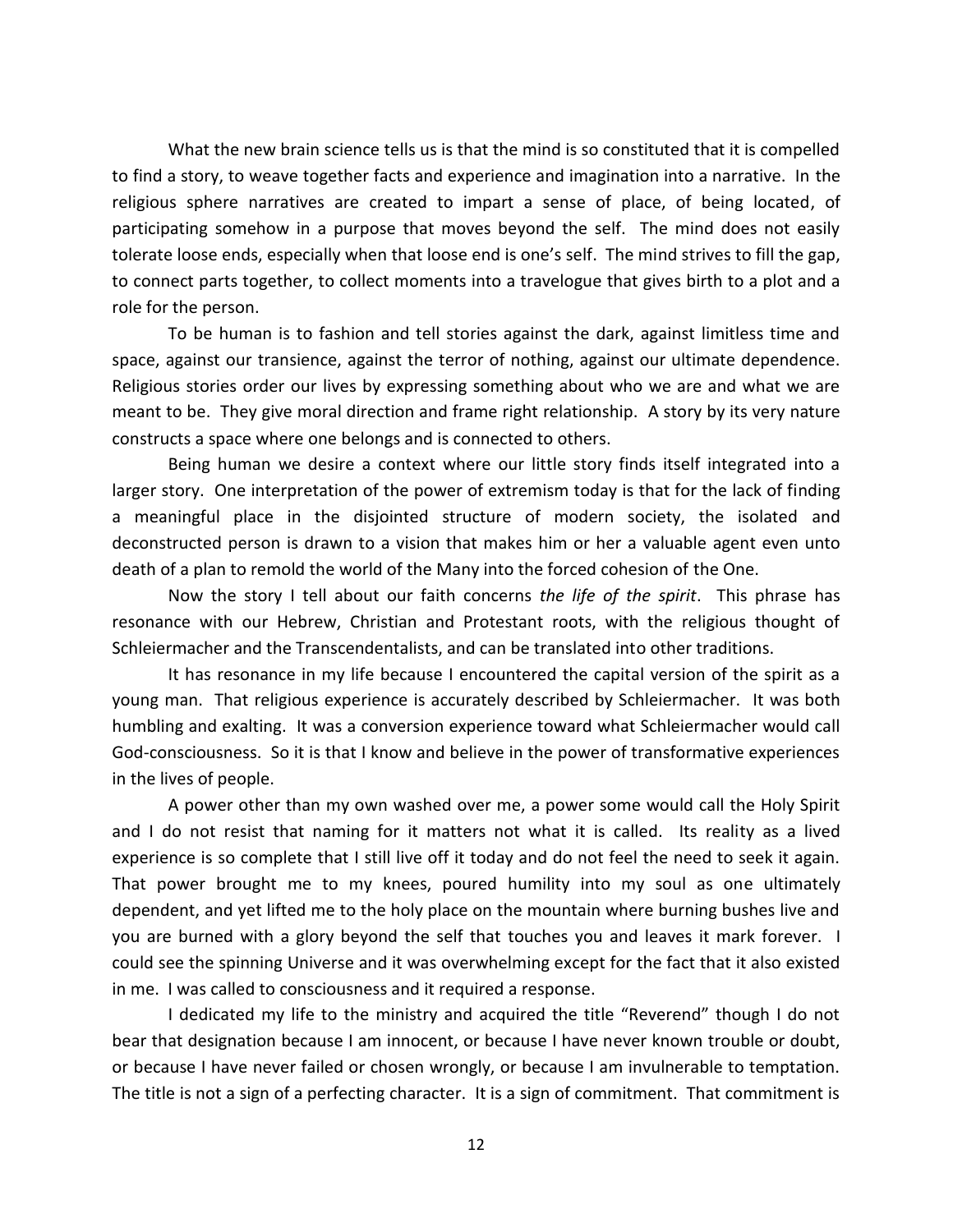What the new brain science tells us is that the mind is so constituted that it is compelled to find a story, to weave together facts and experience and imagination into a narrative. In the religious sphere narratives are created to impart a sense of place, of being located, of participating somehow in a purpose that moves beyond the self. The mind does not easily tolerate loose ends, especially when that loose end is one's self. The mind strives to fill the gap, to connect parts together, to collect moments into a travelogue that gives birth to a plot and a role for the person.

To be human is to fashion and tell stories against the dark, against limitless time and space, against our transience, against the terror of nothing, against our ultimate dependence. Religious stories order our lives by expressing something about who we are and what we are meant to be. They give moral direction and frame right relationship. A story by its very nature constructs a space where one belongs and is connected to others.

Being human we desire a context where our little story finds itself integrated into a larger story. One interpretation of the power of extremism today is that for the lack of finding a meaningful place in the disjointed structure of modern society, the isolated and deconstructed person is drawn to a vision that makes him or her a valuable agent even unto death of a plan to remold the world of the Many into the forced cohesion of the One.

Now the story I tell about our faith concerns *the life of the spirit*. This phrase has resonance with our Hebrew, Christian and Protestant roots, with the religious thought of Schleiermacher and the Transcendentalists, and can be translated into other traditions.

It has resonance in my life because I encountered the capital version of the spirit as a young man. That religious experience is accurately described by Schleiermacher. It was both humbling and exalting. It was a conversion experience toward what Schleiermacher would call God-consciousness. So it is that I know and believe in the power of transformative experiences in the lives of people.

A power other than my own washed over me, a power some would call the Holy Spirit and I do not resist that naming for it matters not what it is called. Its reality as a lived experience is so complete that I still live off it today and do not feel the need to seek it again. That power brought me to my knees, poured humility into my soul as one ultimately dependent, and yet lifted me to the holy place on the mountain where burning bushes live and you are burned with a glory beyond the self that touches you and leaves it mark forever. I could see the spinning Universe and it was overwhelming except for the fact that it also existed in me. I was called to consciousness and it required a response.

I dedicated my life to the ministry and acquired the title "Reverend" though I do not bear that designation because I am innocent, or because I have never known trouble or doubt, or because I have never failed or chosen wrongly, or because I am invulnerable to temptation. The title is not a sign of a perfecting character. It is a sign of commitment. That commitment is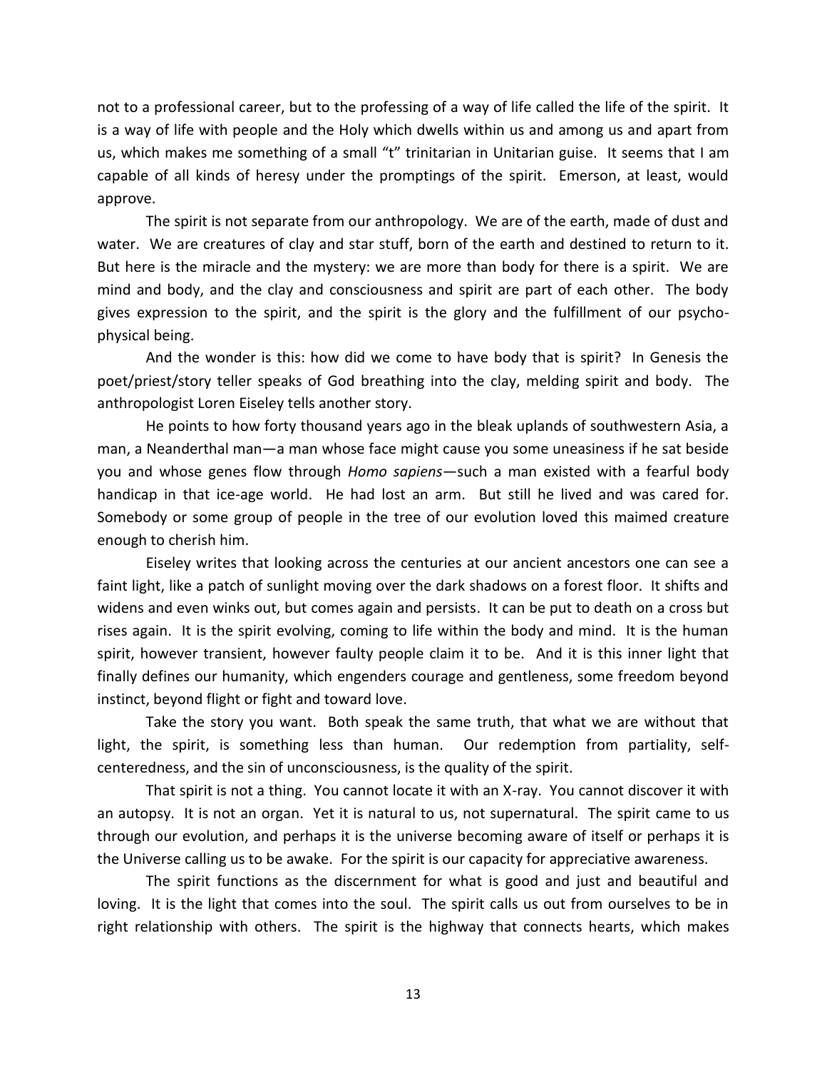not to a professional career, but to the professing of a way of life called the life of the spirit. It is a way of life with people and the Holy which dwells within us and among us and apart from us, which makes me something of a small "t" trinitarian in Unitarian guise. It seems that I am capable of all kinds of heresy under the promptings of the spirit. Emerson, at least, would approve.

The spirit is not separate from our anthropology. We are of the earth, made of dust and water. We are creatures of clay and star stuff, born of the earth and destined to return to it. But here is the miracle and the mystery: we are more than body for there is a spirit. We are mind and body, and the clay and consciousness and spirit are part of each other. The body gives expression to the spirit, and the spirit is the glory and the fulfillment of our psycho-physical being.

And the wonder is this: how did we come to have body that is spirit? In Genesis the poet/priest/story teller speaks of God breathing into the clay, melding spirit and body. The anthropologist Loren Eiseley tells another story.

He points to how forty thousand years ago in the bleak uplands of southwestern Asia, a man, a Neanderthal man—a man whose face might cause you some uneasiness if he sat beside you and whose genes flow through *Homo sapiens*—such a man existed with a fearful body handicap in that ice-age world. He had lost an arm. But still he lived and was cared for. Somebody or some group of people in the tree of our evolution loved this maimed creature enough to cherish him.

Eiseley writes that looking across the centuries at our ancient ancestors one can see a faint light, like a patch of sunlight moving over the dark shadows on a forest floor. It shifts and widens and even winks out, but comes again and persists. It can be put to death on a cross but rises again. It is the spirit evolving, coming to life within the body and mind. It is the human spirit, however transient, however faulty people claim it to be. And it is this inner light that finally defines our humanity, which engenders courage and gentleness, some freedom beyond instinct, beyond flight or fight and toward love.

Take the story you want. Both speak the same truth, that what we are without that light, the spirit, is something less than human. Our redemption from partiality, self-centeredness, and the sin of unconsciousness, is the quality of the spirit.

That spirit is not a thing. You cannot locate it with an X-ray. You cannot discover it with an autopsy. It is not an organ. Yet it is natural to us, not supernatural. The spirit came to us through our evolution, and perhaps it is the universe becoming aware of itself or perhaps it is the Universe calling us to be awake. For the spirit is our capacity for appreciative awareness.

The spirit functions as the discernment for what is good and just and beautiful and loving. It is the light that comes into the soul. The spirit calls us out from ourselves to be in right relationship with others. The spirit is the highway that connects hearts, which makes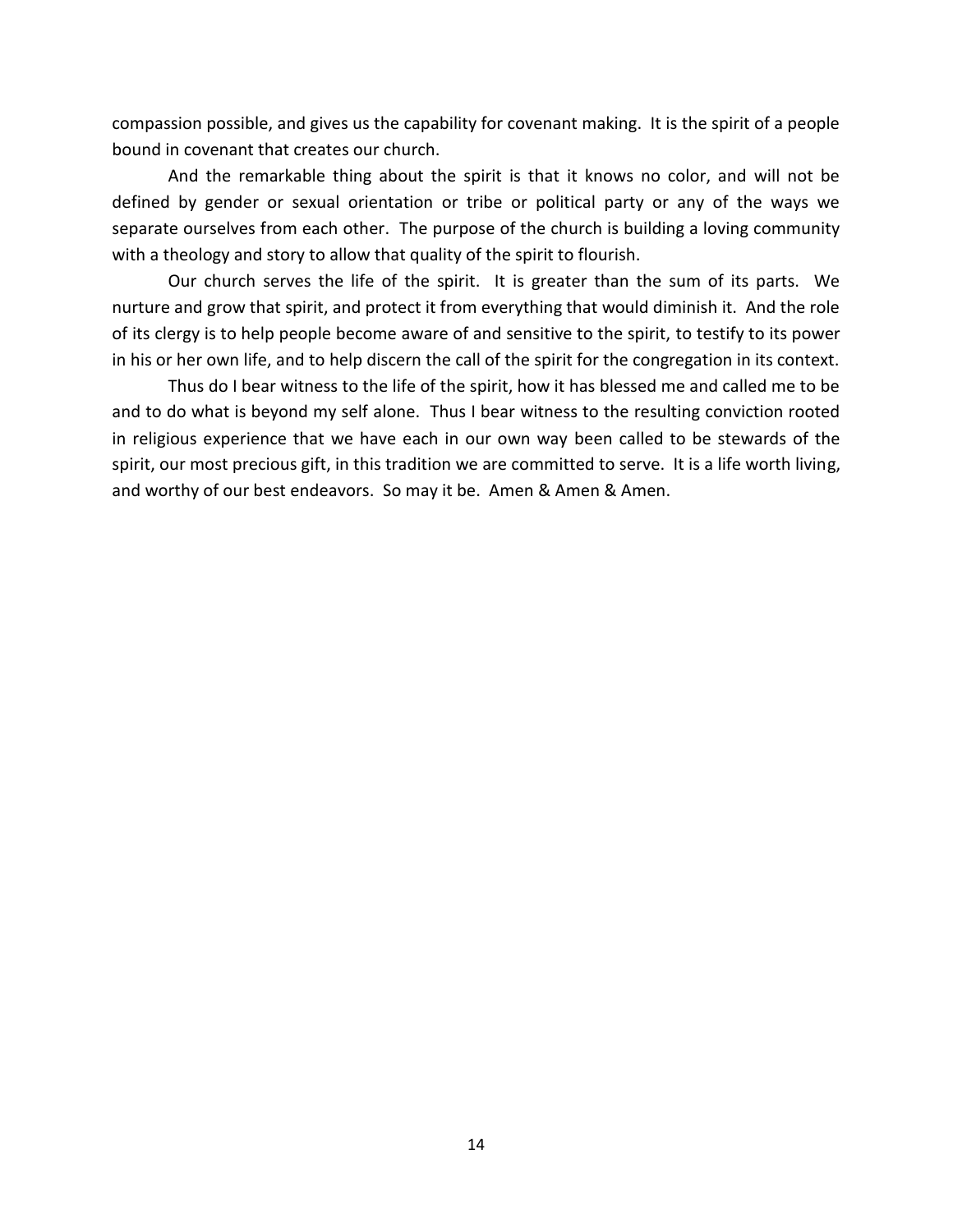compassion possible, and gives us the capability for covenant making. It is the spirit of a people bound in covenant that creates our church.

And the remarkable thing about the spirit is that it knows no color, and will not be defined by gender or sexual orientation or tribe or political party or any of the ways we separate ourselves from each other. The purpose of the church is building a loving community with a theology and story to allow that quality of the spirit to flourish.

Our church serves the life of the spirit. It is greater than the sum of its parts. We nurture and grow that spirit, and protect it from everything that would diminish it. And the role of its clergy is to help people become aware of and sensitive to the spirit, to testify to its power in his or her own life, and to help discern the call of the spirit for the congregation in its context.

Thus do I bear witness to the life of the spirit, how it has blessed me and called me to be and to do what is beyond my self alone. Thus I bear witness to the resulting conviction rooted in religious experience that we have each in our own way been called to be stewards of the spirit, our most precious gift, in this tradition we are committed to serve. It is a life worth living, and worthy of our best endeavors. So may it be. Amen & Amen & Amen.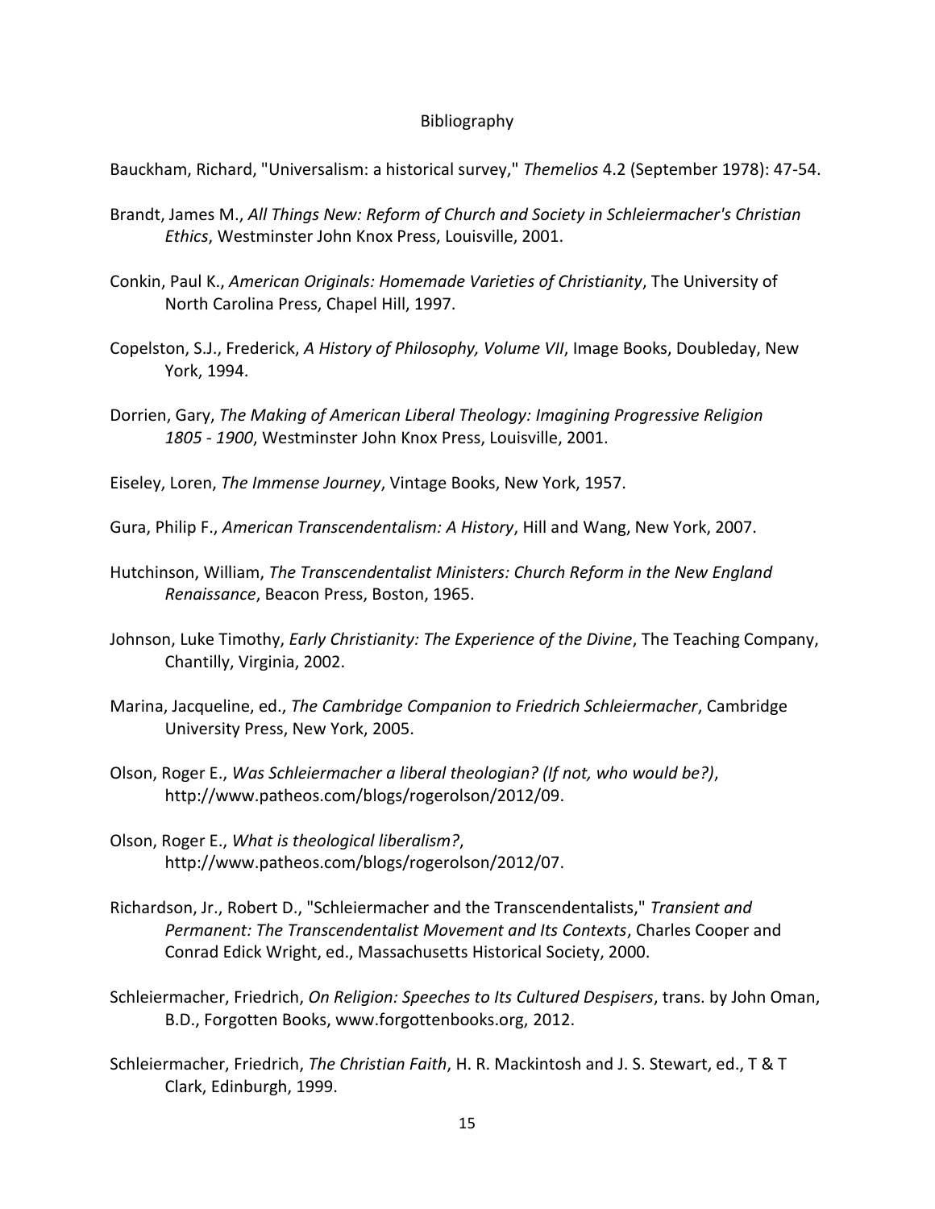# Bibliography

Bauckham, Richard, "Universalism: a historical survey," *Themelios* 4.2 (September 1978): 47-54.

Brandt, James M., *All Things New: Reform of Church and Society in Schleiermacher's Christian Ethics*, Westminster John Knox Press, Louisville, 2001.

Conkin, Paul K., *American Originals: Homemade Varieties of Christianity*, The University of North Carolina Press, Chapel Hill, 1997.

Copelston, S.J., Frederick, *A History of Philosophy, Volume VII*, Image Books, Doubleday, New York, 1994.

Dorrien, Gary, *The Making of American Liberal Theology: Imagining Progressive Religion 1805 - 1900*, Westminster John Knox Press, Louisville, 2001.

Eiseley, Loren, *The Immense Journey*, Vintage Books, New York, 1957.

Gura, Philip F., *American Transcendentalism: A History*, Hill and Wang, New York, 2007.

Hutchinson, William, *The Transcendentalist Ministers: Church Reform in the New England Renaissance*, Beacon Press, Boston, 1965.

Johnson, Luke Timothy, *Early Christianity: The Experience of the Divine*, The Teaching Company, Chantilly, Virginia, 2002.

Marina, Jacqueline, ed., *The Cambridge Companion to Friedrich Schleiermacher*, Cambridge University Press, New York, 2005.

Olson, Roger E., *Was Schleiermacher a liberal theologian? (If not, who would be?)*, http://www.patheos.com/blogs/rogerolson/2012/09.

Olson, Roger E., *What is theological liberalism?*, http://www.patheos.com/blogs/rogerolson/2012/07.

Richardson, Jr., Robert D., "Schleiermacher and the Transcendentalists," *Transient and Permanent: The Transcendentalist Movement and Its Contexts*, Charles Cooper and Conrad Edick Wright, ed., Massachusetts Historical Society, 2000.

Schleiermacher, Friedrich, *On Religion: Speeches to Its Cultured Despisers*, trans. by John Oman, B.D., Forgotten Books, www.forgottenbooks.org, 2012.

Schleiermacher, Friedrich, *The Christian Faith*, H. R. Mackintosh and J. S. Stewart, ed., T & T Clark, Edinburgh, 1999.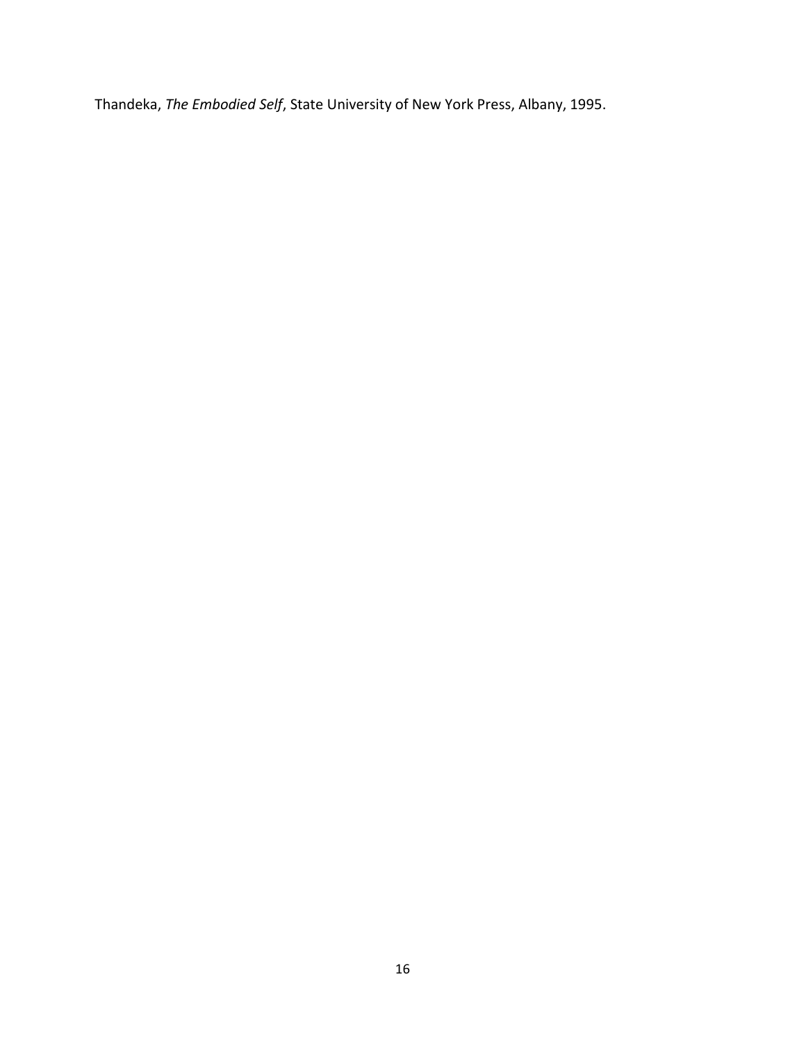Thandeka, *The Embodied Self*, State University of New York Press, Albany, 1995.